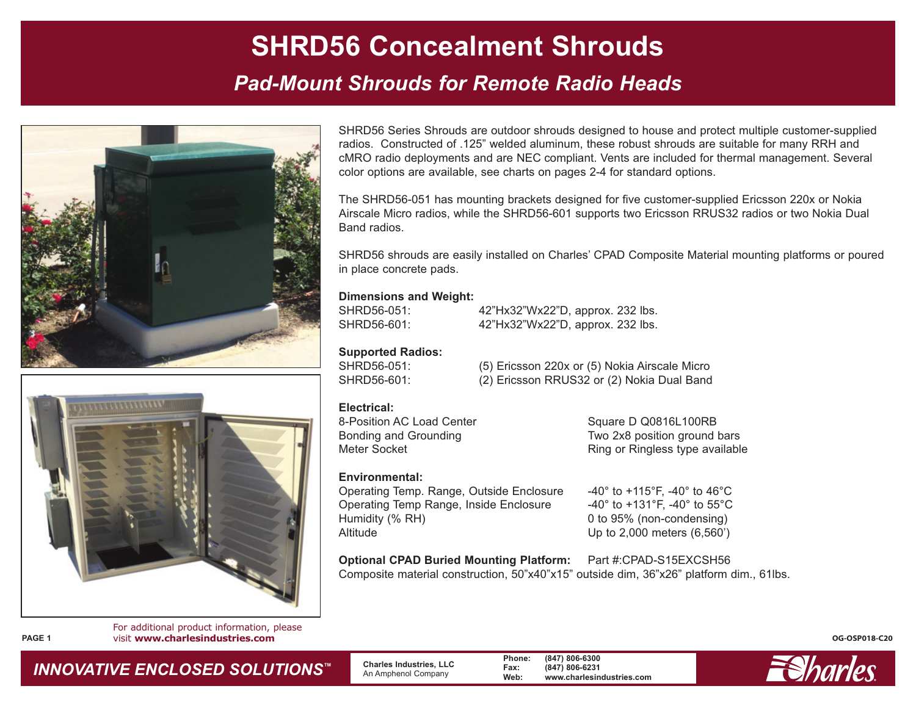# SHRD56 Concealment Shrouds

## *Pad-Mount Shrouds for Remote Radio Heads*

SHRD56 Series Shrouds are outdoor shrouds designed to house and protect multiple customer-supplied radios. Constructed of .125" welded aluminum, these robust shrouds are suitable for many RRH and cMRO radio deployments and are NEC compliant. Vents are included for thermal management. Several color options are available, see charts on pages 2-4 for standard options.

The SHRD56-051 has mounting brackets designed for five customer-supplied Ericsson 220x or Nokia Airscale Micro radios, while the SHRD56-601 supports two Ericsson RRUS32 radios or two Nokia Dual Band radios.

SHRD56 shrouds are easily installed on Charles' CPAD Composite Material mounting platforms or poured in place concrete pads.

**Dimensions and Weight:**

| | |
|---|---|
| SHRD56-051: | 42"Hx32"Wx22"D, approx. 232 lbs. |
| SHRD56-601: | 42"Hx32"Wx22"D, approx. 232 lbs. |

**Supported Radios:**

| | |
|---|---|
| SHRD56-051: | (5) Ericsson 220x or (5) Nokia Airscale Micro |
| SHRD56-601: | (2) Ericsson RRUS32 or (2) Nokia Dual Band |

**Electrical:**

| | |
|---|---|
| 8-Position AC Load Center | Square D Q0816L100RB |
| Bonding and Grounding | Two 2x8 position ground bars |
| Meter Socket | Ring or Ringless type available |

**Environmental:**

| | |
|---|---|
| Operating Temp. Range, Outside Enclosure | -40° to +115°F, -40° to 46°C |
| Operating Temp Range, Inside Enclosure | -40° to +131°F, -40° to 55°C |
| Humidity (% RH) | 0 to 95% (non-condensing) |
| Altitude | Up to 2,000 meters (6,560') |

**Optional CPAD Buried Mounting Platform:** Part #:CPAD-S15EXCSH56
Composite material construction, 50"x40"x15" outside dim, 36"x26" platform dim., 61lbs.

For additional product information, please visit **www.charlesindustries.com**

OG-OSP018-C20

*INNOVATIVE ENCLOSED SOLUTIONS™*

**Charles Industries, LLC**
An Amphenol Company

**Phone:** (847) 806-6300
**Fax:** (847) 806-6231
**Web:** www.charlesindustries.com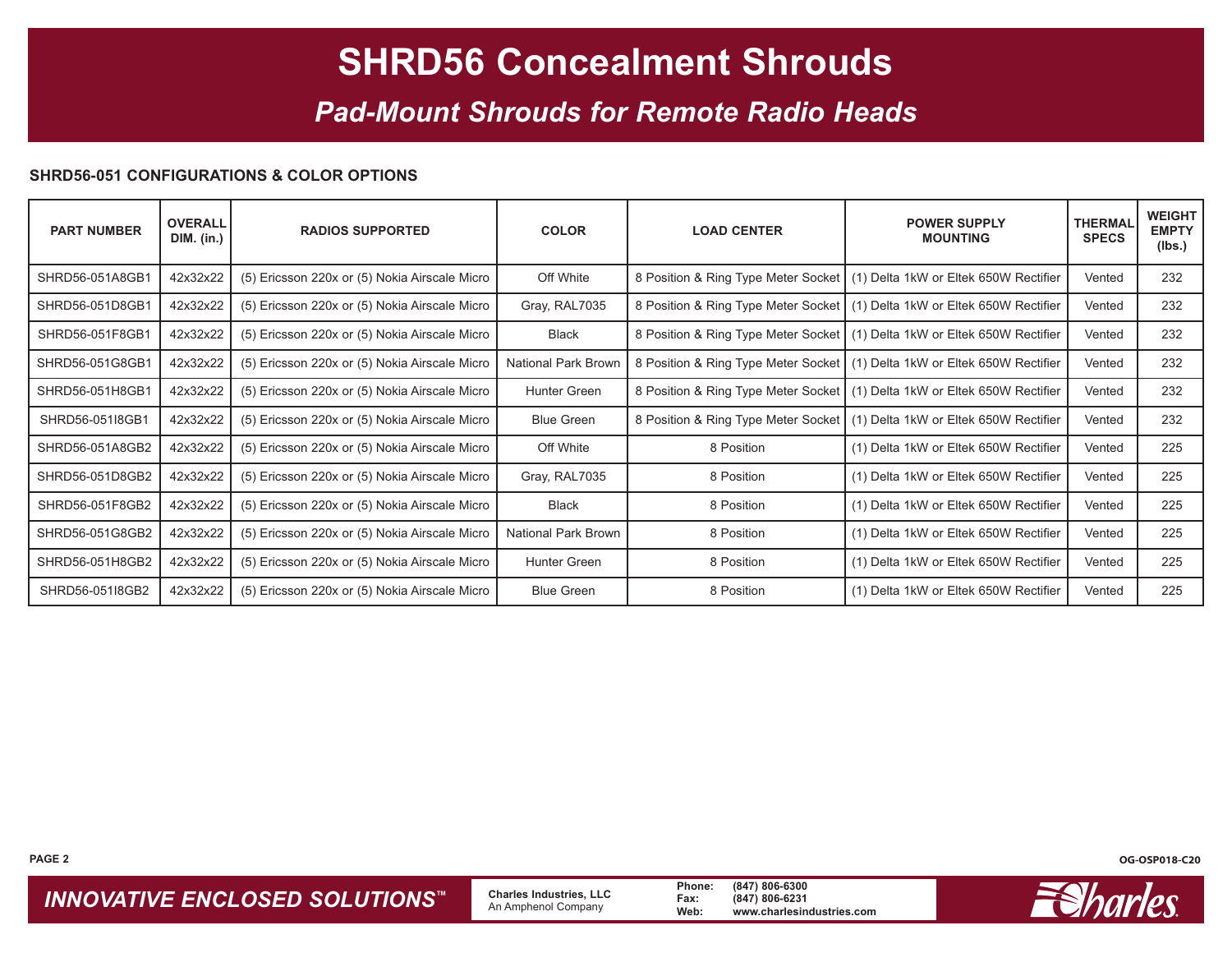# SHRD56 Concealment Shrouds

## *Pad-Mount Shrouds for Remote Radio Heads*

### SHRD56-051 CONFIGURATIONS & COLOR OPTIONS

| PART NUMBER | OVERALL DIM. (in.) | RADIOS SUPPORTED | COLOR | LOAD CENTER | POWER SUPPLY MOUNTING | THERMAL SPECS | WEIGHT EMPTY (lbs.) |
|---|---|---|---|---|---|---|---|
| SHRD56-051A8GB1 | 42x32x22 | (5) Ericsson 220x or (5) Nokia Airscale Micro | Off White | 8 Position & Ring Type Meter Socket | (1) Delta 1kW or Eltek 650W Rectifier | Vented | 232 |
| SHRD56-051D8GB1 | 42x32x22 | (5) Ericsson 220x or (5) Nokia Airscale Micro | Gray, RAL7035 | 8 Position & Ring Type Meter Socket | (1) Delta 1kW or Eltek 650W Rectifier | Vented | 232 |
| SHRD56-051F8GB1 | 42x32x22 | (5) Ericsson 220x or (5) Nokia Airscale Micro | Black | 8 Position & Ring Type Meter Socket | (1) Delta 1kW or Eltek 650W Rectifier | Vented | 232 |
| SHRD56-051G8GB1 | 42x32x22 | (5) Ericsson 220x or (5) Nokia Airscale Micro | National Park Brown | 8 Position & Ring Type Meter Socket | (1) Delta 1kW or Eltek 650W Rectifier | Vented | 232 |
| SHRD56-051H8GB1 | 42x32x22 | (5) Ericsson 220x or (5) Nokia Airscale Micro | Hunter Green | 8 Position & Ring Type Meter Socket | (1) Delta 1kW or Eltek 650W Rectifier | Vented | 232 |
| SHRD56-051I8GB1 | 42x32x22 | (5) Ericsson 220x or (5) Nokia Airscale Micro | Blue Green | 8 Position & Ring Type Meter Socket | (1) Delta 1kW or Eltek 650W Rectifier | Vented | 232 |
| SHRD56-051A8GB2 | 42x32x22 | (5) Ericsson 220x or (5) Nokia Airscale Micro | Off White | 8 Position | (1) Delta 1kW or Eltek 650W Rectifier | Vented | 225 |
| SHRD56-051D8GB2 | 42x32x22 | (5) Ericsson 220x or (5) Nokia Airscale Micro | Gray, RAL7035 | 8 Position | (1) Delta 1kW or Eltek 650W Rectifier | Vented | 225 |
| SHRD56-051F8GB2 | 42x32x22 | (5) Ericsson 220x or (5) Nokia Airscale Micro | Black | 8 Position | (1) Delta 1kW or Eltek 650W Rectifier | Vented | 225 |
| SHRD56-051G8GB2 | 42x32x22 | (5) Ericsson 220x or (5) Nokia Airscale Micro | National Park Brown | 8 Position | (1) Delta 1kW or Eltek 650W Rectifier | Vented | 225 |
| SHRD56-051H8GB2 | 42x32x22 | (5) Ericsson 220x or (5) Nokia Airscale Micro | Hunter Green | 8 Position | (1) Delta 1kW or Eltek 650W Rectifier | Vented | 225 |
| SHRD56-051I8GB2 | 42x32x22 | (5) Ericsson 220x or (5) Nokia Airscale Micro | Blue Green | 8 Position | (1) Delta 1kW or Eltek 650W Rectifier | Vented | 225 |

OG-OSP018-C20

*INNOVATIVE ENCLOSED SOLUTIONS™*

**Charles Industries, LLC**
An Amphenol Company

**Phone:** (847) 806-6300
**Fax:** (847) 806-6231
**Web:** www.charlesindustries.com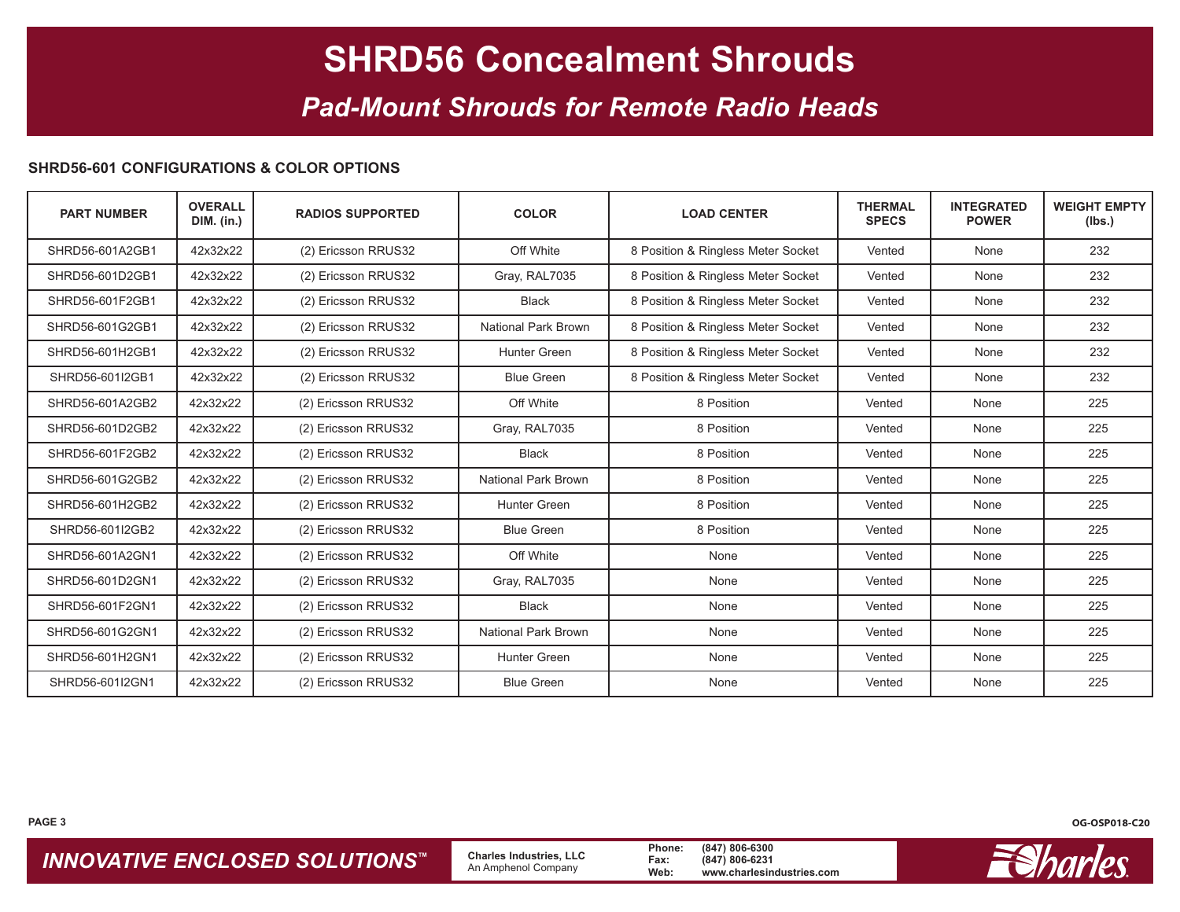# SHRD56 Concealment Shrouds

## *Pad-Mount Shrouds for Remote Radio Heads*

### SHRD56-601 CONFIGURATIONS & COLOR OPTIONS

| PART NUMBER | OVERALL DIM. (in.) | RADIOS SUPPORTED | COLOR | LOAD CENTER | THERMAL SPECS | INTEGRATED POWER | WEIGHT EMPTY (lbs.) |
|---|---|---|---|---|---|---|---|
| SHRD56-601A2GB1 | 42x32x22 | (2) Ericsson RRUS32 | Off White | 8 Position & Ringless Meter Socket | Vented | None | 232 |
| SHRD56-601D2GB1 | 42x32x22 | (2) Ericsson RRUS32 | Gray, RAL7035 | 8 Position & Ringless Meter Socket | Vented | None | 232 |
| SHRD56-601F2GB1 | 42x32x22 | (2) Ericsson RRUS32 | Black | 8 Position & Ringless Meter Socket | Vented | None | 232 |
| SHRD56-601G2GB1 | 42x32x22 | (2) Ericsson RRUS32 | National Park Brown | 8 Position & Ringless Meter Socket | Vented | None | 232 |
| SHRD56-601H2GB1 | 42x32x22 | (2) Ericsson RRUS32 | Hunter Green | 8 Position & Ringless Meter Socket | Vented | None | 232 |
| SHRD56-601I2GB1 | 42x32x22 | (2) Ericsson RRUS32 | Blue Green | 8 Position & Ringless Meter Socket | Vented | None | 232 |
| SHRD56-601A2GB2 | 42x32x22 | (2) Ericsson RRUS32 | Off White | 8 Position | Vented | None | 225 |
| SHRD56-601D2GB2 | 42x32x22 | (2) Ericsson RRUS32 | Gray, RAL7035 | 8 Position | Vented | None | 225 |
| SHRD56-601F2GB2 | 42x32x22 | (2) Ericsson RRUS32 | Black | 8 Position | Vented | None | 225 |
| SHRD56-601G2GB2 | 42x32x22 | (2) Ericsson RRUS32 | National Park Brown | 8 Position | Vented | None | 225 |
| SHRD56-601H2GB2 | 42x32x22 | (2) Ericsson RRUS32 | Hunter Green | 8 Position | Vented | None | 225 |
| SHRD56-601I2GB2 | 42x32x22 | (2) Ericsson RRUS32 | Blue Green | 8 Position | Vented | None | 225 |
| SHRD56-601A2GN1 | 42x32x22 | (2) Ericsson RRUS32 | Off White | None | Vented | None | 225 |
| SHRD56-601D2GN1 | 42x32x22 | (2) Ericsson RRUS32 | Gray, RAL7035 | None | Vented | None | 225 |
| SHRD56-601F2GN1 | 42x32x22 | (2) Ericsson RRUS32 | Black | None | Vented | None | 225 |
| SHRD56-601G2GN1 | 42x32x22 | (2) Ericsson RRUS32 | National Park Brown | None | Vented | None | 225 |
| SHRD56-601H2GN1 | 42x32x22 | (2) Ericsson RRUS32 | Hunter Green | None | Vented | None | 225 |
| SHRD56-601I2GN1 | 42x32x22 | (2) Ericsson RRUS32 | Blue Green | None | Vented | None | 225 |

OG-OSP018-C20

*INNOVATIVE ENCLOSED SOLUTIONS™*

**Charles Industries, LLC**
An Amphenol Company

**Phone:** (847) 806-6300
**Fax:** (847) 806-6231
**Web:** www.charlesindustries.com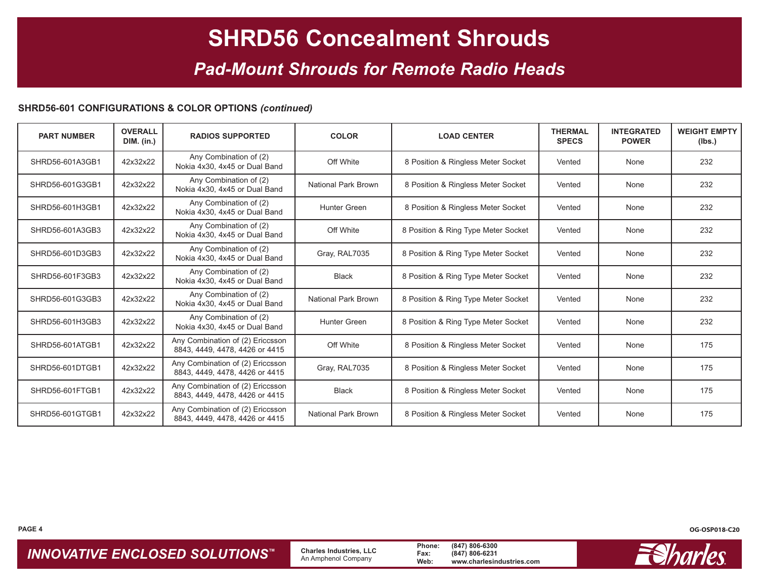# SHRD56 Concealment Shrouds

## *Pad-Mount Shrouds for Remote Radio Heads*

### SHRD56-601 CONFIGURATIONS & COLOR OPTIONS *(continued)*

| PART NUMBER | OVERALL DIM. (in.) | RADIOS SUPPORTED | COLOR | LOAD CENTER | THERMAL SPECS | INTEGRATED POWER | WEIGHT EMPTY (lbs.) |
|---|---|---|---|---|---|---|---|
| SHRD56-601A3GB1 | 42x32x22 | Any Combination of (2) Nokia 4x30, 4x45 or Dual Band | Off White | 8 Position & Ringless Meter Socket | Vented | None | 232 |
| SHRD56-601G3GB1 | 42x32x22 | Any Combination of (2) Nokia 4x30, 4x45 or Dual Band | National Park Brown | 8 Position & Ringless Meter Socket | Vented | None | 232 |
| SHRD56-601H3GB1 | 42x32x22 | Any Combination of (2) Nokia 4x30, 4x45 or Dual Band | Hunter Green | 8 Position & Ringless Meter Socket | Vented | None | 232 |
| SHRD56-601A3GB3 | 42x32x22 | Any Combination of (2) Nokia 4x30, 4x45 or Dual Band | Off White | 8 Position & Ring Type Meter Socket | Vented | None | 232 |
| SHRD56-601D3GB3 | 42x32x22 | Any Combination of (2) Nokia 4x30, 4x45 or Dual Band | Gray, RAL7035 | 8 Position & Ring Type Meter Socket | Vented | None | 232 |
| SHRD56-601F3GB3 | 42x32x22 | Any Combination of (2) Nokia 4x30, 4x45 or Dual Band | Black | 8 Position & Ring Type Meter Socket | Vented | None | 232 |
| SHRD56-601G3GB3 | 42x32x22 | Any Combination of (2) Nokia 4x30, 4x45 or Dual Band | National Park Brown | 8 Position & Ring Type Meter Socket | Vented | None | 232 |
| SHRD56-601H3GB3 | 42x32x22 | Any Combination of (2) Nokia 4x30, 4x45 or Dual Band | Hunter Green | 8 Position & Ring Type Meter Socket | Vented | None | 232 |
| SHRD56-601ATGB1 | 42x32x22 | Any Combination of (2) Ericcsson 8843, 4449, 4478, 4426 or 4415 | Off White | 8 Position & Ringless Meter Socket | Vented | None | 175 |
| SHRD56-601DTGB1 | 42x32x22 | Any Combination of (2) Ericcsson 8843, 4449, 4478, 4426 or 4415 | Gray, RAL7035 | 8 Position & Ringless Meter Socket | Vented | None | 175 |
| SHRD56-601FTGB1 | 42x32x22 | Any Combination of (2) Ericcsson 8843, 4449, 4478, 4426 or 4415 | Black | 8 Position & Ringless Meter Socket | Vented | None | 175 |
| SHRD56-601GTGB1 | 42x32x22 | Any Combination of (2) Ericcsson 8843, 4449, 4478, 4426 or 4415 | National Park Brown | 8 Position & Ringless Meter Socket | Vented | None | 175 |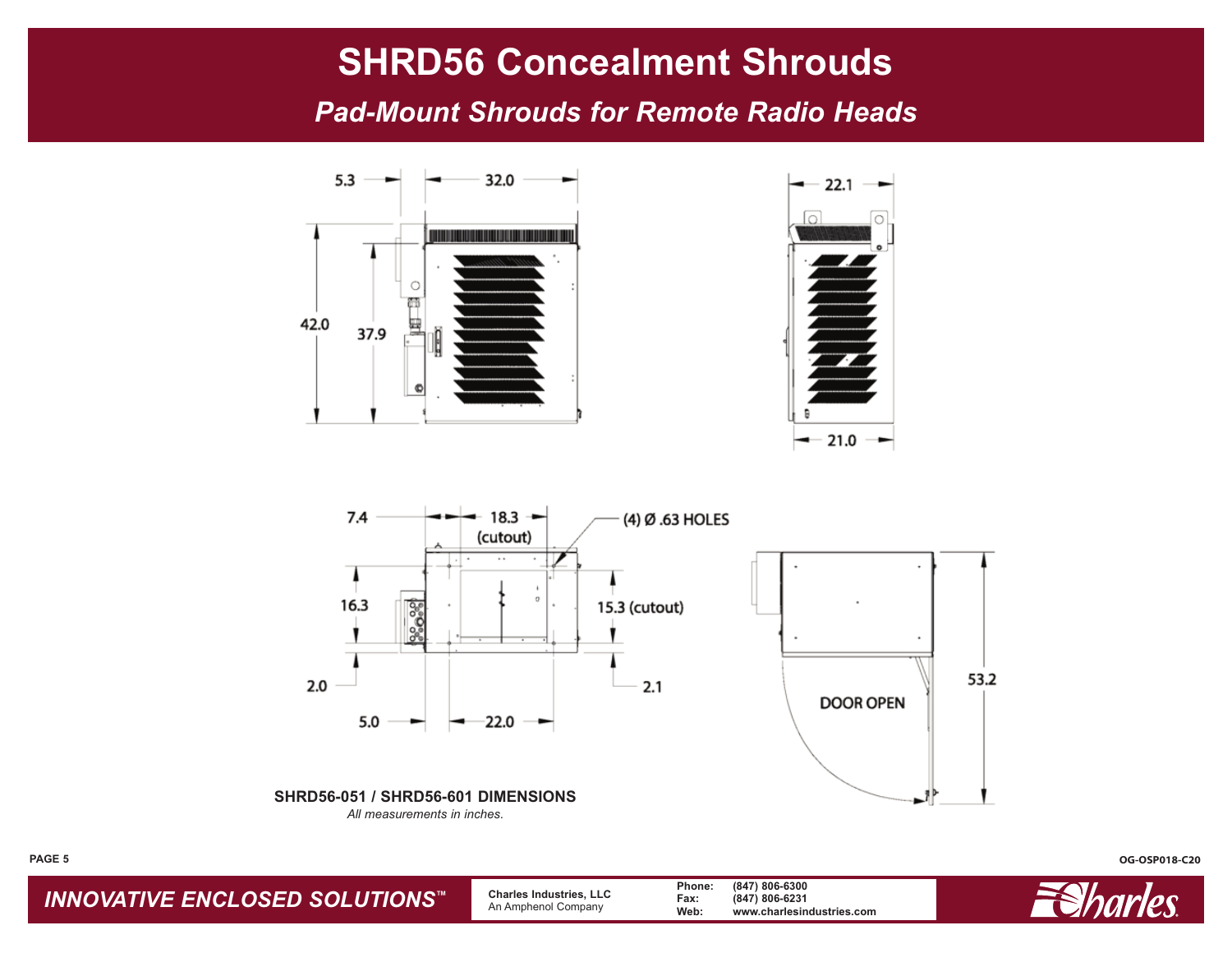# SHRD56 Concealment Shrouds

## *Pad-Mount Shrouds for Remote Radio Heads*

5.3
32.0
42.0
37.9
22.1
21.0

7.4
18.3
(cutout)
(4) Ø .63 HOLES
16.3
15.3 (cutout)
2.0
2.1
5.0
22.0

DOOR OPEN
53.2

**SHRD56-051 / SHRD56-601 DIMENSIONS**

*All measurements in inches.*

OG-OSP018-C20

*INNOVATIVE ENCLOSED SOLUTIONS™*

**Charles Industries, LLC**
An Amphenol Company

**Phone:** **(847) 806-6300**
**Fax:** **(847) 806-6231**
**Web:** **www.charlesindustries.com**